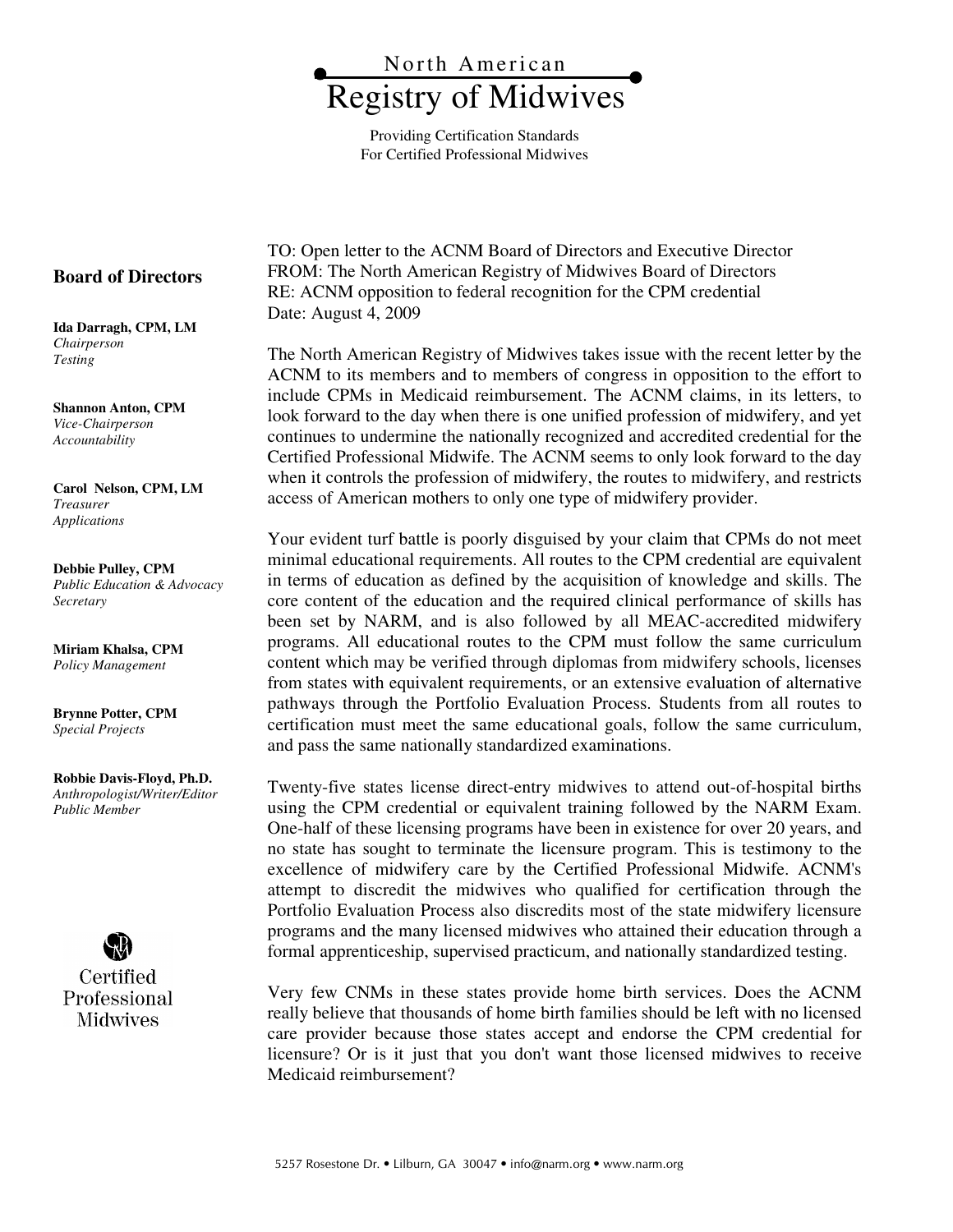# North American Registry of Midwives

Providing Certification Standards
For Certified Professional Midwives

## Board of Directors

**Ida Darragh, CPM, LM**
*Chairperson*
*Testing*

**Shannon Anton, CPM**
*Vice-Chairperson*
*Accountability*

**Carol Nelson, CPM, LM**
*Treasurer*
*Applications*

**Debbie Pulley, CPM**
*Public Education & Advocacy*
*Secretary*

**Miriam Khalsa, CPM**
*Policy Management*

**Brynne Potter, CPM**
*Special Projects*

**Robbie Davis-Floyd, Ph.D.**
*Anthropologist/Writer/Editor*
*Public Member*

Certified Professional Midwives

TO: Open letter to the ACNM Board of Directors and Executive Director
FROM: The North American Registry of Midwives Board of Directors
RE: ACNM opposition to federal recognition for the CPM credential
Date: August 4, 2009

The North American Registry of Midwives takes issue with the recent letter by the ACNM to its members and to members of congress in opposition to the effort to include CPMs in Medicaid reimbursement. The ACNM claims, in its letters, to look forward to the day when there is one unified profession of midwifery, and yet continues to undermine the nationally recognized and accredited credential for the Certified Professional Midwife. The ACNM seems to only look forward to the day when it controls the profession of midwifery, the routes to midwifery, and restricts access of American mothers to only one type of midwifery provider.

Your evident turf battle is poorly disguised by your claim that CPMs do not meet minimal educational requirements. All routes to the CPM credential are equivalent in terms of education as defined by the acquisition of knowledge and skills. The core content of the education and the required clinical performance of skills has been set by NARM, and is also followed by all MEAC-accredited midwifery programs. All educational routes to the CPM must follow the same curriculum content which may be verified through diplomas from midwifery schools, licenses from states with equivalent requirements, or an extensive evaluation of alternative pathways through the Portfolio Evaluation Process. Students from all routes to certification must meet the same educational goals, follow the same curriculum, and pass the same nationally standardized examinations.

Twenty-five states license direct-entry midwives to attend out-of-hospital births using the CPM credential or equivalent training followed by the NARM Exam. One-half of these licensing programs have been in existence for over 20 years, and no state has sought to terminate the licensure program. This is testimony to the excellence of midwifery care by the Certified Professional Midwife. ACNM's attempt to discredit the midwives who qualified for certification through the Portfolio Evaluation Process also discredits most of the state midwifery licensure programs and the many licensed midwives who attained their education through a formal apprenticeship, supervised practicum, and nationally standardized testing.

Very few CNMs in these states provide home birth services. Does the ACNM really believe that thousands of home birth families should be left with no licensed care provider because those states accept and endorse the CPM credential for licensure? Or is it just that you don't want those licensed midwives to receive Medicaid reimbursement?

5257 Rosestone Dr. • Lilburn, GA 30047 • info@narm.org • www.narm.org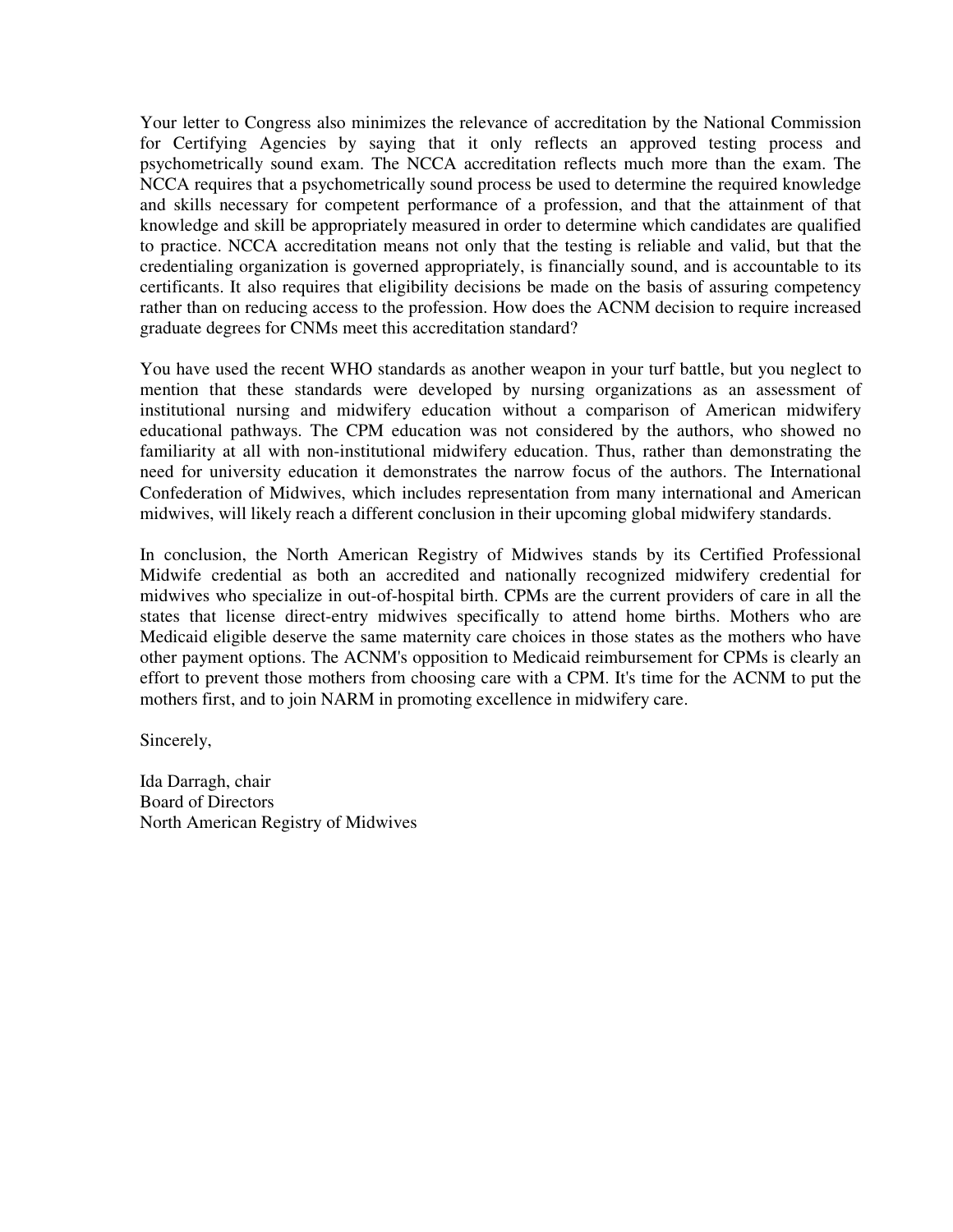Your letter to Congress also minimizes the relevance of accreditation by the National Commission for Certifying Agencies by saying that it only reflects an approved testing process and psychometrically sound exam. The NCCA accreditation reflects much more than the exam. The NCCA requires that a psychometrically sound process be used to determine the required knowledge and skills necessary for competent performance of a profession, and that the attainment of that knowledge and skill be appropriately measured in order to determine which candidates are qualified to practice. NCCA accreditation means not only that the testing is reliable and valid, but that the credentialing organization is governed appropriately, is financially sound, and is accountable to its certificants. It also requires that eligibility decisions be made on the basis of assuring competency rather than on reducing access to the profession. How does the ACNM decision to require increased graduate degrees for CNMs meet this accreditation standard?

You have used the recent WHO standards as another weapon in your turf battle, but you neglect to mention that these standards were developed by nursing organizations as an assessment of institutional nursing and midwifery education without a comparison of American midwifery educational pathways. The CPM education was not considered by the authors, who showed no familiarity at all with non-institutional midwifery education. Thus, rather than demonstrating the need for university education it demonstrates the narrow focus of the authors. The International Confederation of Midwives, which includes representation from many international and American midwives, will likely reach a different conclusion in their upcoming global midwifery standards.

In conclusion, the North American Registry of Midwives stands by its Certified Professional Midwife credential as both an accredited and nationally recognized midwifery credential for midwives who specialize in out-of-hospital birth. CPMs are the current providers of care in all the states that license direct-entry midwives specifically to attend home births. Mothers who are Medicaid eligible deserve the same maternity care choices in those states as the mothers who have other payment options. The ACNM's opposition to Medicaid reimbursement for CPMs is clearly an effort to prevent those mothers from choosing care with a CPM. It's time for the ACNM to put the mothers first, and to join NARM in promoting excellence in midwifery care.

Sincerely,

Ida Darragh, chair  
Board of Directors  
North American Registry of Midwives